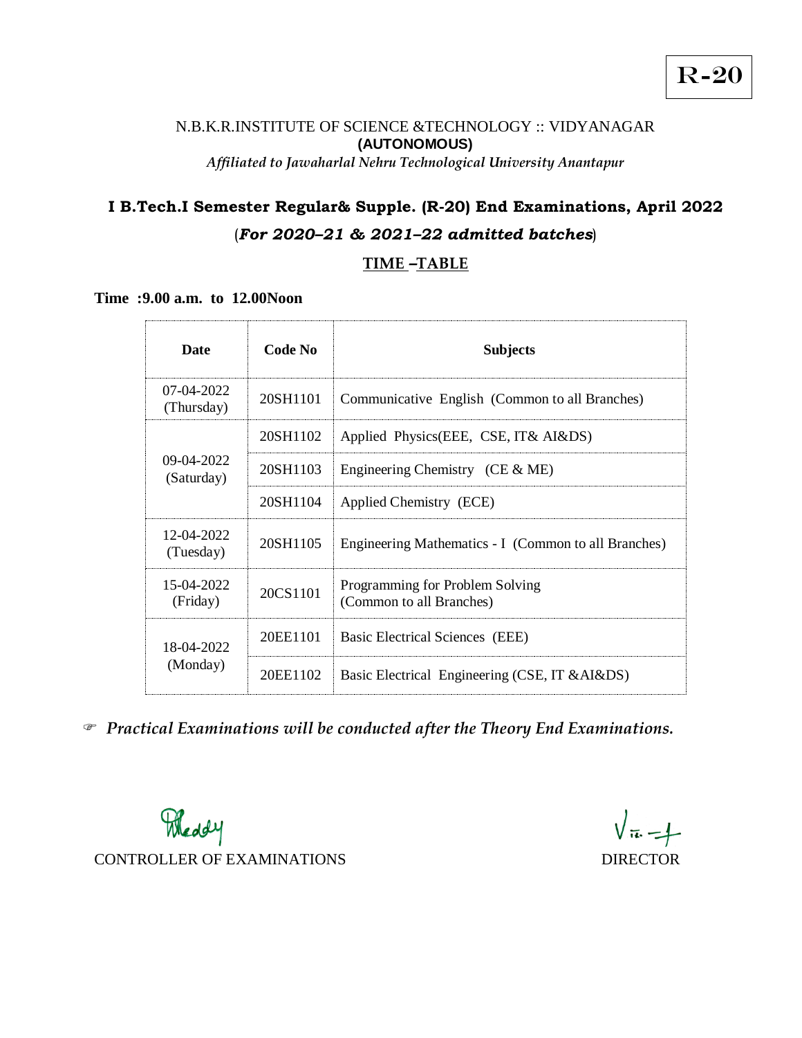R-20

N.B.K.R.INSTITUTE OF SCIENCE &TECHNOLOGY :: VIDYANAGAR
**(AUTONOMOUS)**
*Affiliated to Jawaharlal Nehru Technological University Anantapur*

## I B.Tech.I Semester Regular& Supple. (R-20) End Examinations, April 2022

(***For 2020–21 & 2021–22 admitted batches***)

### TIME –TABLE

**Time :9.00 a.m. to 12.00Noon**

| Date | Code No | Subjects |
|---|---|---|
| 07-04-2022 (Thursday) | 20SH1101 | Communicative English (Common to all Branches) |
| 09-04-2022 (Saturday) | 20SH1102 | Applied Physics(EEE, CSE, IT& AI&DS) |
| | 20SH1103 | Engineering Chemistry (CE & ME) |
| | 20SH1104 | Applied Chemistry (ECE) |
| 12-04-2022 (Tuesday) | 20SH1105 | Engineering Mathematics - I (Common to all Branches) |
| 15-04-2022 (Friday) | 20CS1101 | Programming for Problem Solving (Common to all Branches) |
| 18-04-2022 (Monday) | 20EE1101 | Basic Electrical Sciences (EEE) |
| | 20EE1102 | Basic Electrical Engineering (CSE, IT &AI&DS) |

☞ ***Practical Examinations will be conducted after the Theory End Examinations.***

CONTROLLER OF EXAMINATIONS

DIRECTOR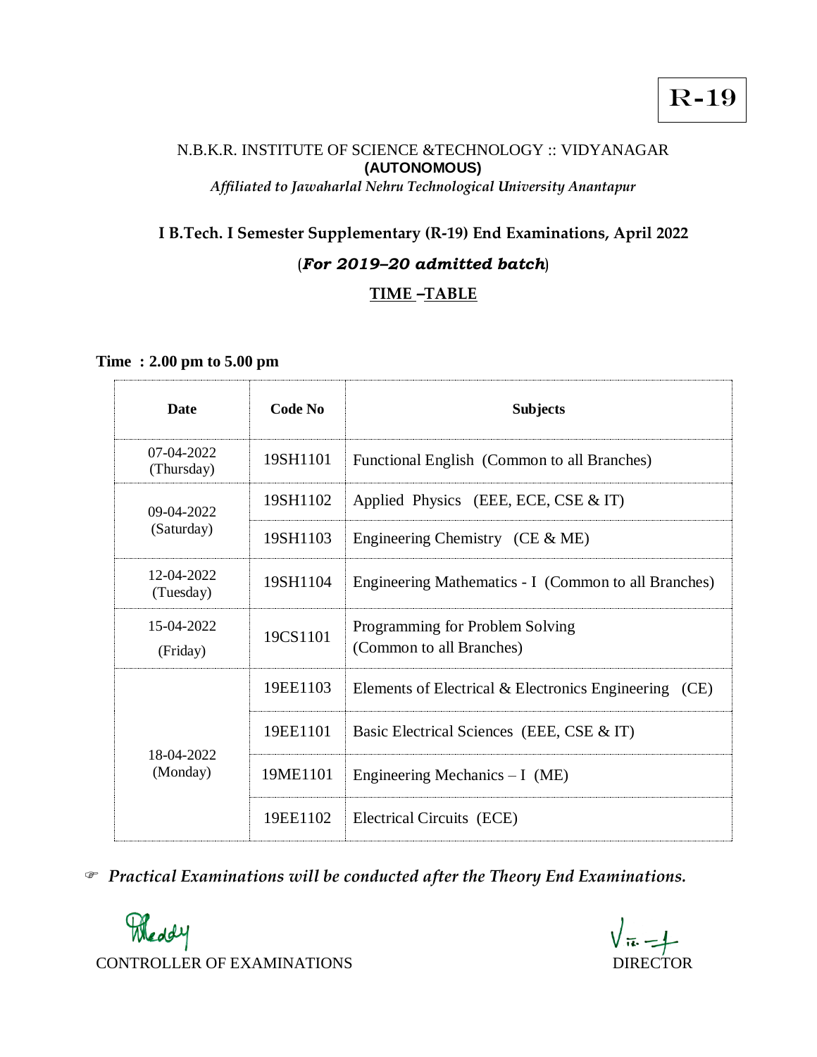R-19

N.B.K.R. INSTITUTE OF SCIENCE &TECHNOLOGY :: VIDYANAGAR
**(AUTONOMOUS)**
*Affiliated to Jawaharlal Nehru Technological University Anantapur*

## I B.Tech. I Semester Supplementary (R-19) End Examinations, April 2022

### (*For 2019–20 admitted batch*)

### TIME –TABLE

**Time : 2.00 pm to 5.00 pm**

| Date | Code No | Subjects |
|---|---|---|
| 07-04-2022 (Thursday) | 19SH1101 | Functional English (Common to all Branches) |
| 09-04-2022 (Saturday) | 19SH1102 | Applied Physics (EEE, ECE, CSE & IT) |
| | 19SH1103 | Engineering Chemistry (CE & ME) |
| 12-04-2022 (Tuesday) | 19SH1104 | Engineering Mathematics - I (Common to all Branches) |
| 15-04-2022 (Friday) | 19CS1101 | Programming for Problem Solving (Common to all Branches) |
| 18-04-2022 (Monday) | 19EE1103 | Elements of Electrical & Electronics Engineering (CE) |
| | 19EE1101 | Basic Electrical Sciences (EEE, CSE & IT) |
| | 19ME1101 | Engineering Mechanics – I (ME) |
| | 19EE1102 | Electrical Circuits (ECE) |

☞ ***Practical Examinations will be conducted after the Theory End Examinations.***

CONTROLLER OF EXAMINATIONS

DIRECTOR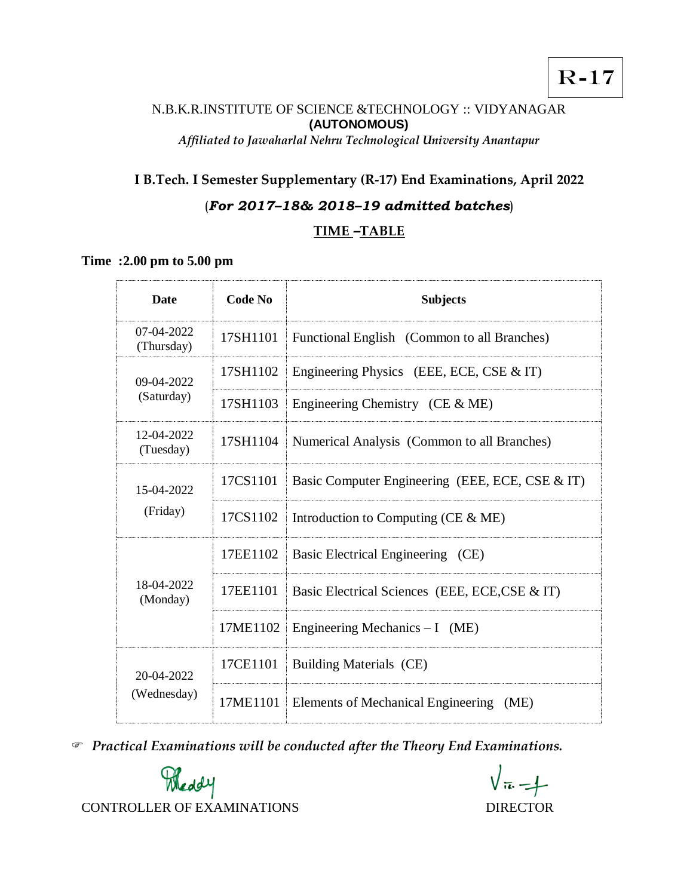R-17

N.B.K.R.INSTITUTE OF SCIENCE &TECHNOLOGY :: VIDYANAGAR
**(AUTONOMOUS)**
*Affiliated to Jawaharlal Nehru Technological University Anantapur*

## I B.Tech. I Semester Supplementary (R-17) End Examinations, April 2022

(***For 2017–18& 2018–19 admitted batches***)

## TIME –TABLE

**Time :2.00 pm to 5.00 pm**

| Date | Code No | Subjects |
|---|---|---|
| 07-04-2022 (Thursday) | 17SH1101 | Functional English (Common to all Branches) |
| 09-04-2022 (Saturday) | 17SH1102 | Engineering Physics (EEE, ECE, CSE & IT) |
| | 17SH1103 | Engineering Chemistry (CE & ME) |
| 12-04-2022 (Tuesday) | 17SH1104 | Numerical Analysis (Common to all Branches) |
| 15-04-2022 (Friday) | 17CS1101 | Basic Computer Engineering (EEE, ECE, CSE & IT) |
| | 17CS1102 | Introduction to Computing (CE & ME) |
| 18-04-2022 (Monday) | 17EE1102 | Basic Electrical Engineering (CE) |
| | 17EE1101 | Basic Electrical Sciences (EEE, ECE,CSE & IT) |
| | 17ME1102 | Engineering Mechanics – I (ME) |
| 20-04-2022 (Wednesday) | 17CE1101 | Building Materials (CE) |
| | 17ME1101 | Elements of Mechanical Engineering (ME) |

☞ *Practical Examinations will be conducted after the Theory End Examinations.*

CONTROLLER OF EXAMINATIONS

DIRECTOR